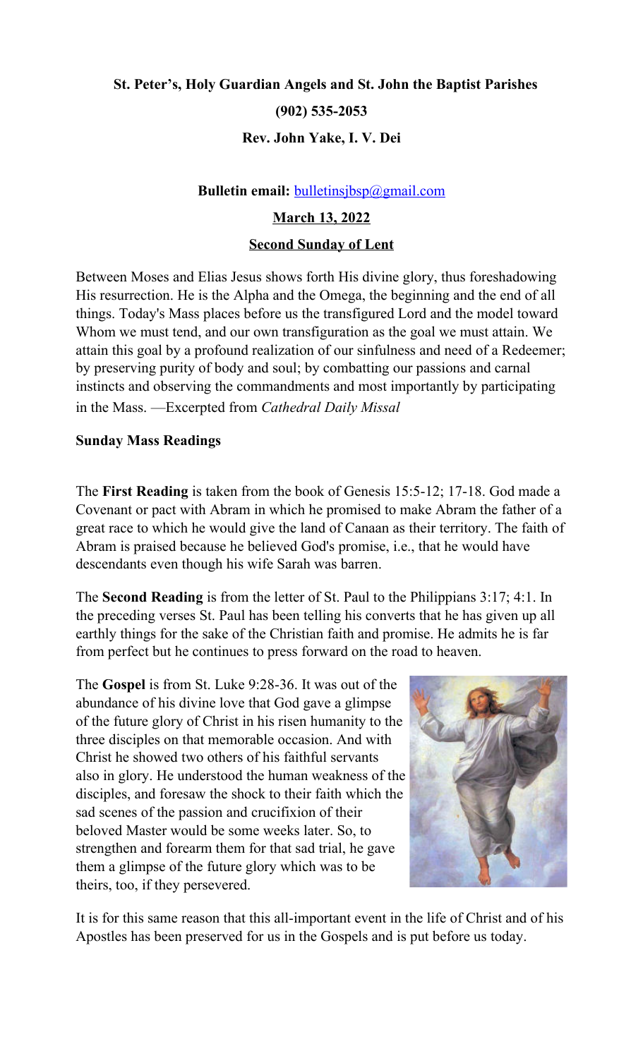**St. Peter's, Holy Guardian Angels and St. John the Baptist Parishes**

**(902) 535-2053**

**Rev. John Yake, I. V. Dei**

**Bulletin email:** bulletinsjbsp@gmail.com

**March 13, 2022**

**Second Sunday of Lent**

Between Moses and Elias Jesus shows forth His divine glory, thus foreshadowing His resurrection. He is the Alpha and the Omega, the beginning and the end of all things. Today's Mass places before us the transfigured Lord and the model toward Whom we must tend, and our own transfiguration as the goal we must attain. We attain this goal by a profound realization of our sinfulness and need of a Redeemer; by preserving purity of body and soul; by combatting our passions and carnal instincts and observing the commandments and most importantly by participating in the Mass. —Excerpted from *Cathedral Daily Missal*

**Sunday Mass Readings**

The **First Reading** is taken from the book of Genesis 15:5-12; 17-18. God made a Covenant or pact with Abram in which he promised to make Abram the father of a great race to which he would give the land of Canaan as their territory. The faith of Abram is praised because he believed God's promise, i.e., that he would have descendants even though his wife Sarah was barren.

The **Second Reading** is from the letter of St. Paul to the Philippians 3:17; 4:1. In the preceding verses St. Paul has been telling his converts that he has given up all earthly things for the sake of the Christian faith and promise. He admits he is far from perfect but he continues to press forward on the road to heaven.

The **Gospel** is from St. Luke 9:28-36. It was out of the abundance of his divine love that God gave a glimpse of the future glory of Christ in his risen humanity to the three disciples on that memorable occasion. And with Christ he showed two others of his faithful servants also in glory. He understood the human weakness of the disciples, and foresaw the shock to their faith which the sad scenes of the passion and crucifixion of their beloved Master would be some weeks later. So, to strengthen and forearm them for that sad trial, he gave them a glimpse of the future glory which was to be theirs, too, if they persevered.

It is for this same reason that this all-important event in the life of Christ and of his Apostles has been preserved for us in the Gospels and is put before us today.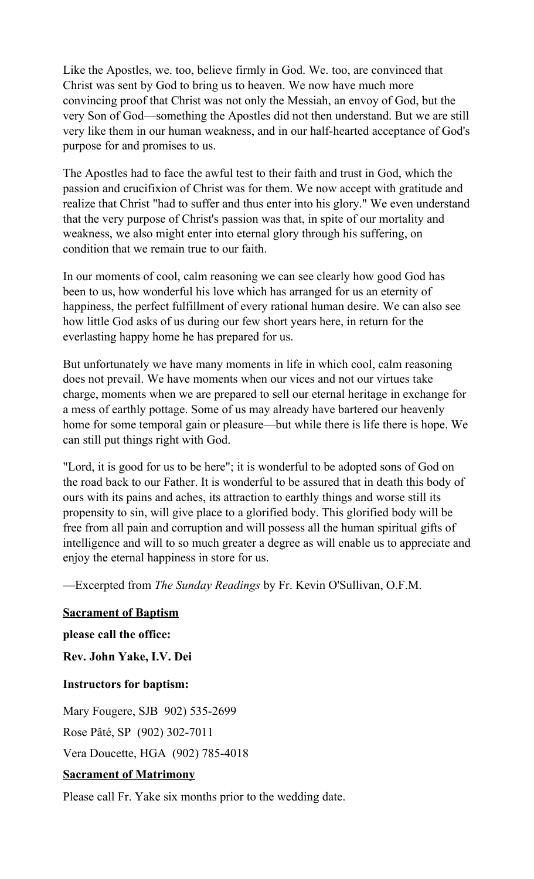Like the Apostles, we. too, believe firmly in God. We. too, are convinced that Christ was sent by God to bring us to heaven. We now have much more convincing proof that Christ was not only the Messiah, an envoy of God, but the very Son of God—something the Apostles did not then understand. But we are still very like them in our human weakness, and in our half-hearted acceptance of God's purpose for and promises to us.

The Apostles had to face the awful test to their faith and trust in God, which the passion and crucifixion of Christ was for them. We now accept with gratitude and realize that Christ "had to suffer and thus enter into his glory." We even understand that the very purpose of Christ's passion was that, in spite of our mortality and weakness, we also might enter into eternal glory through his suffering, on condition that we remain true to our faith.

In our moments of cool, calm reasoning we can see clearly how good God has been to us, how wonderful his love which has arranged for us an eternity of happiness, the perfect fulfillment of every rational human desire. We can also see how little God asks of us during our few short years here, in return for the everlasting happy home he has prepared for us.

But unfortunately we have many moments in life in which cool, calm reasoning does not prevail. We have moments when our vices and not our virtues take charge, moments when we are prepared to sell our eternal heritage in exchange for a mess of earthly pottage. Some of us may already have bartered our heavenly home for some temporal gain or pleasure—but while there is life there is hope. We can still put things right with God.

"Lord, it is good for us to be here"; it is wonderful to be adopted sons of God on the road back to our Father. It is wonderful to be assured that in death this body of ours with its pains and aches, its attraction to earthly things and worse still its propensity to sin, will give place to a glorified body. This glorified body will be free from all pain and corruption and will possess all the human spiritual gifts of intelligence and will to so much greater a degree as will enable us to appreciate and enjoy the eternal happiness in store for us.

—Excerpted from *The Sunday Readings* by Fr. Kevin O'Sullivan, O.F.M.

**Sacrament of Baptism**

**please call the office:**

**Rev. John Yake, I.V. Dei**

**Instructors for baptism:**

Mary Fougere, SJB 902) 535-2699

Rose Pâté, SP (902) 302-7011

Vera Doucette, HGA (902) 785-4018

**Sacrament of Matrimony**

Please call Fr. Yake six months prior to the wedding date.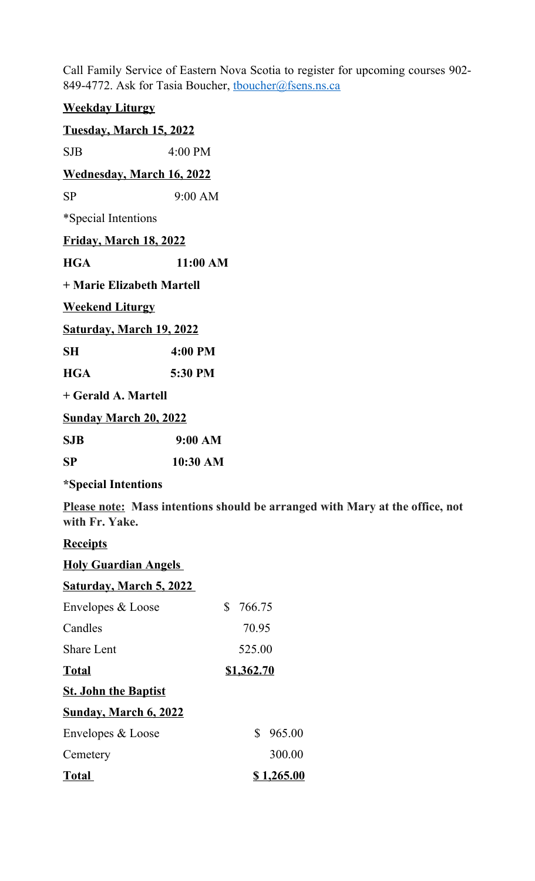Call Family Service of Eastern Nova Scotia to register for upcoming courses 902-849-4772. Ask for Tasia Boucher, [tboucher@fsens.ns.ca](mailto:tboucher@fsens.ns.ca)

**Weekday Liturgy**

**Tuesday, March 15, 2022**

SJB 4:00 PM

**Wednesday, March 16, 2022**

SP 9:00 AM

*Special Intentions

**Friday, March 18, 2022**

**HGA 11:00 AM**

**+ Marie Elizabeth Martell**

**Weekend Liturgy**

**Saturday, March 19, 2022**

**SH 4:00 PM**

**HGA 5:30 PM**

**+ Gerald A. Martell**

**Sunday March 20, 2022**

**SJB 9:00 AM**

**SP 10:30 AM**

***Special Intentions**

**Please note: Mass intentions should be arranged with Mary at the office, not with Fr. Yake.**

**Receipts**

**Holy Guardian Angels**

**Saturday, March 5, 2022**

| | |
|---|---|
| Envelopes & Loose | $ 766.75 |
| Candles | 70.95 |
| Share Lent | 525.00 |
| **Total** | **$1,362.70** |

**St. John the Baptist**

**Sunday, March 6, 2022**

| | |
|---|---|
| Envelopes & Loose | $ 965.00 |
| Cemetery | 300.00 |
| **Total** | **$ 1,265.00** |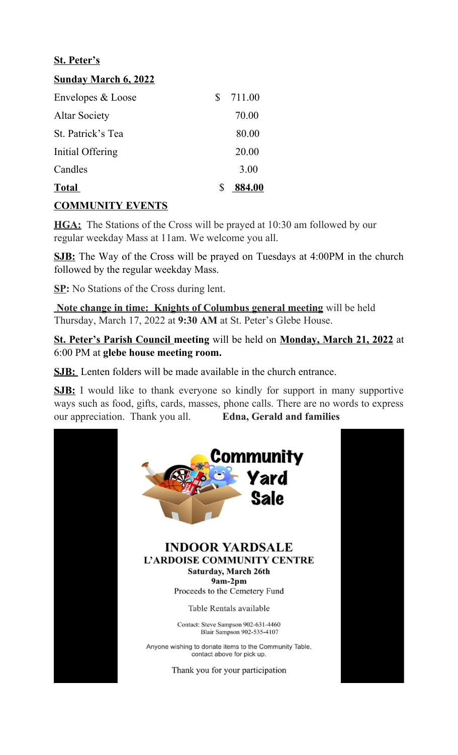**St. Peter's**

**Sunday March 6, 2022**

| | |
|---|---|
| Envelopes & Loose | $ 711.00 |
| Altar Society | 70.00 |
| St. Patrick's Tea | 80.00 |
| Initial Offering | 20.00 |
| Candles | 3.00 |
| **Total** | $ **884.00** |

**COMMUNITY EVENTS**

**HGA:** The Stations of the Cross will be prayed at 10:30 am followed by our regular weekday Mass at 11am. We welcome you all.

**SJB:** The Way of the Cross will be prayed on Tuesdays at 4:00PM in the church followed by the regular weekday Mass.

**SP:** No Stations of the Cross during lent.

**Note change in time: Knights of Columbus general meeting** will be held Thursday, March 17, 2022 at **9:30 AM** at St. Peter's Glebe House.

**St. Peter's Parish Council meeting** will be held on **Monday, March 21, 2022** at 6:00 PM at **glebe house meeting room.**

**SJB:** Lenten folders will be made available in the church entrance.

**SJB:** I would like to thank everyone so kindly for support in many supportive ways such as food, gifts, cards, masses, phone calls. There are no words to express our appreciation. Thank you all. **Edna, Gerald and families**

**Community Yard Sale**

**INDOOR YARDSALE**
**L'ARDOISE COMMUNITY CENTRE**
**Saturday, March 26th**
**9am-2pm**
Proceeds to the Cemetery Fund

Table Rentals available

Contact: Steve Sampson 902-631-4460
Blair Sampson 902-535-4107

Anyone wishing to donate items to the Community Table, contact above for pick up.

Thank you for your participation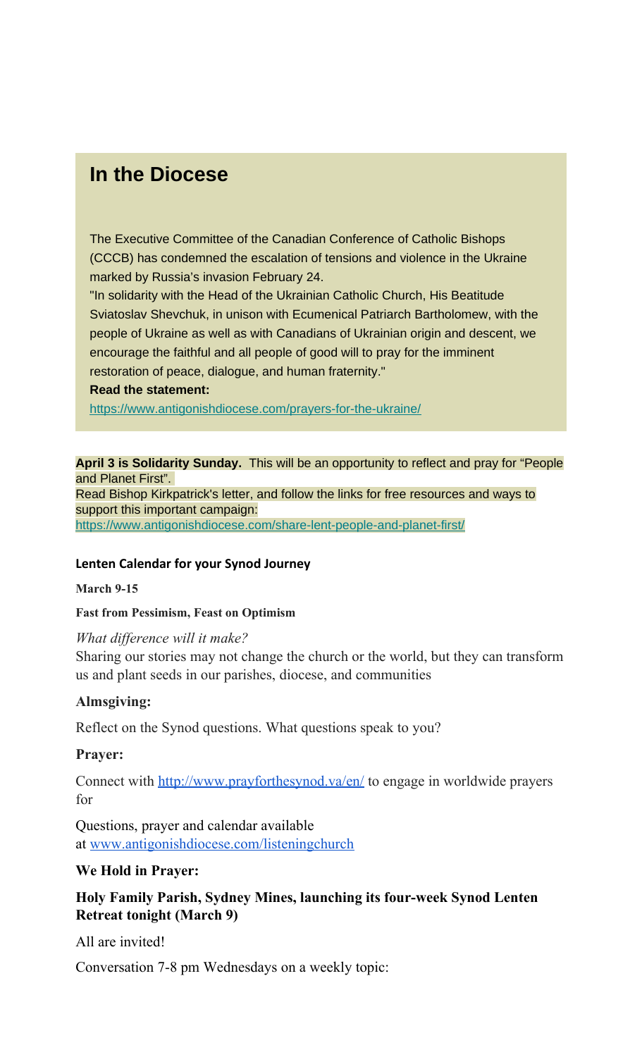## In the Diocese

The Executive Committee of the Canadian Conference of Catholic Bishops (CCCB) has condemned the escalation of tensions and violence in the Ukraine marked by Russia's invasion February 24.

"In solidarity with the Head of the Ukrainian Catholic Church, His Beatitude Sviatoslav Shevchuk, in unison with Ecumenical Patriarch Bartholomew, with the people of Ukraine as well as with Canadians of Ukrainian origin and descent, we encourage the faithful and all people of good will to pray for the imminent restoration of peace, dialogue, and human fraternity."

**Read the statement:**

https://www.antigonishdiocese.com/prayers-for-the-ukraine/

**April 3 is Solidarity Sunday.** This will be an opportunity to reflect and pray for "People and Planet First".

Read Bishop Kirkpatrick's letter, and follow the links for free resources and ways to support this important campaign:

https://www.antigonishdiocese.com/share-lent-people-and-planet-first/

**Lenten Calendar for your Synod Journey**

**March 9-15**

**Fast from Pessimism, Feast on Optimism**

*What difference will it make?*

Sharing our stories may not change the church or the world, but they can transform us and plant seeds in our parishes, diocese, and communities

**Almsgiving:**

Reflect on the Synod questions. What questions speak to you?

**Prayer:**

Connect with http://www.prayforthesynod.va/en/ to engage in worldwide prayers for

Questions, prayer and calendar available at www.antigonishdiocese.com/listeningchurch

**We Hold in Prayer:**

**Holy Family Parish, Sydney Mines, launching its four-week Synod Lenten Retreat tonight (March 9)**

All are invited!

Conversation 7-8 pm Wednesdays on a weekly topic: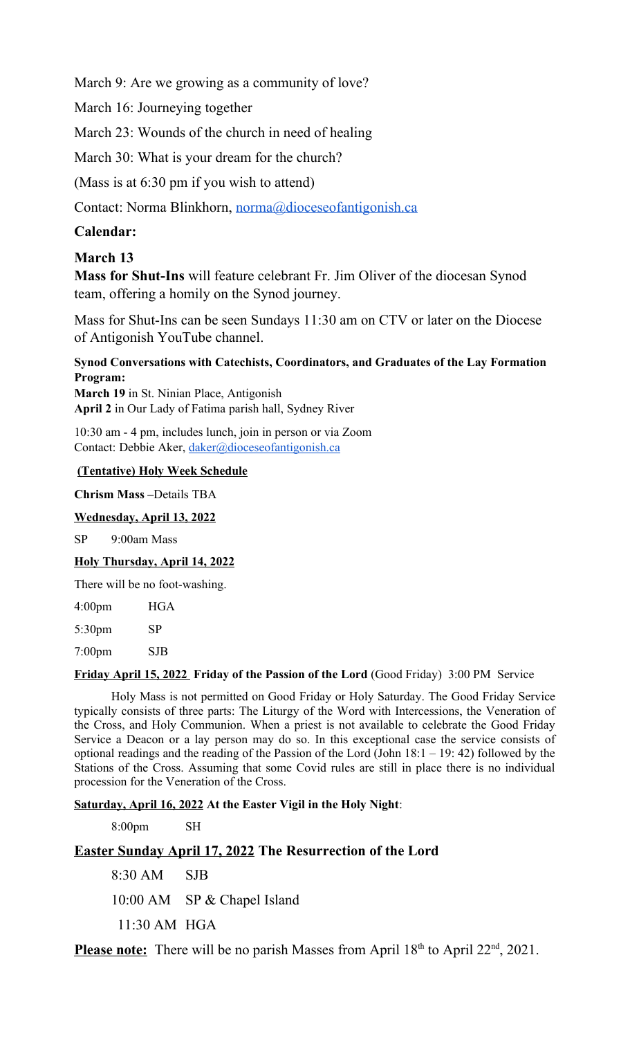March 9: Are we growing as a community of love?

March 16: Journeying together

March 23: Wounds of the church in need of healing

March 30: What is your dream for the church?

(Mass is at 6:30 pm if you wish to attend)

Contact: Norma Blinkhorn, norma@dioceseofantigonish.ca

### Calendar:

### March 13

**Mass for Shut-Ins** will feature celebrant Fr. Jim Oliver of the diocesan Synod team, offering a homily on the Synod journey.

Mass for Shut-Ins can be seen Sundays 11:30 am on CTV or later on the Diocese of Antigonish YouTube channel.

**Synod Conversations with Catechists, Coordinators, and Graduates of the Lay Formation Program:**
**March 19** in St. Ninian Place, Antigonish
**April 2** in Our Lady of Fatima parish hall, Sydney River

10:30 am - 4 pm, includes lunch, join in person or via Zoom
Contact: Debbie Aker, daker@dioceseofantigonish.ca

**(Tentative) Holy Week Schedule**

**Chrism Mass** –Details TBA

**Wednesday, April 13, 2022**

SP 9:00am Mass

**Holy Thursday, April 14, 2022**

There will be no foot-washing.

4:00pm HGA

5:30pm SP

7:00pm SJB

**Friday April 15, 2022 Friday of the Passion of the Lord** (Good Friday) 3:00 PM Service

Holy Mass is not permitted on Good Friday or Holy Saturday. The Good Friday Service typically consists of three parts: The Liturgy of the Word with Intercessions, the Veneration of the Cross, and Holy Communion. When a priest is not available to celebrate the Good Friday Service a Deacon or a lay person may do so. In this exceptional case the service consists of optional readings and the reading of the Passion of the Lord (John 18:1 – 19: 42) followed by the Stations of the Cross. Assuming that some Covid rules are still in place there is no individual procession for the Veneration of the Cross.

**Saturday, April 16, 2022 At the Easter Vigil in the Holy Night**:

8:00pm SH

**Easter Sunday April 17, 2022 The Resurrection of the Lord**

8:30 AM SJB

10:00 AM SP & Chapel Island

11:30 AM HGA

**Please note:** There will be no parish Masses from April 18th to April 22nd, 2021.